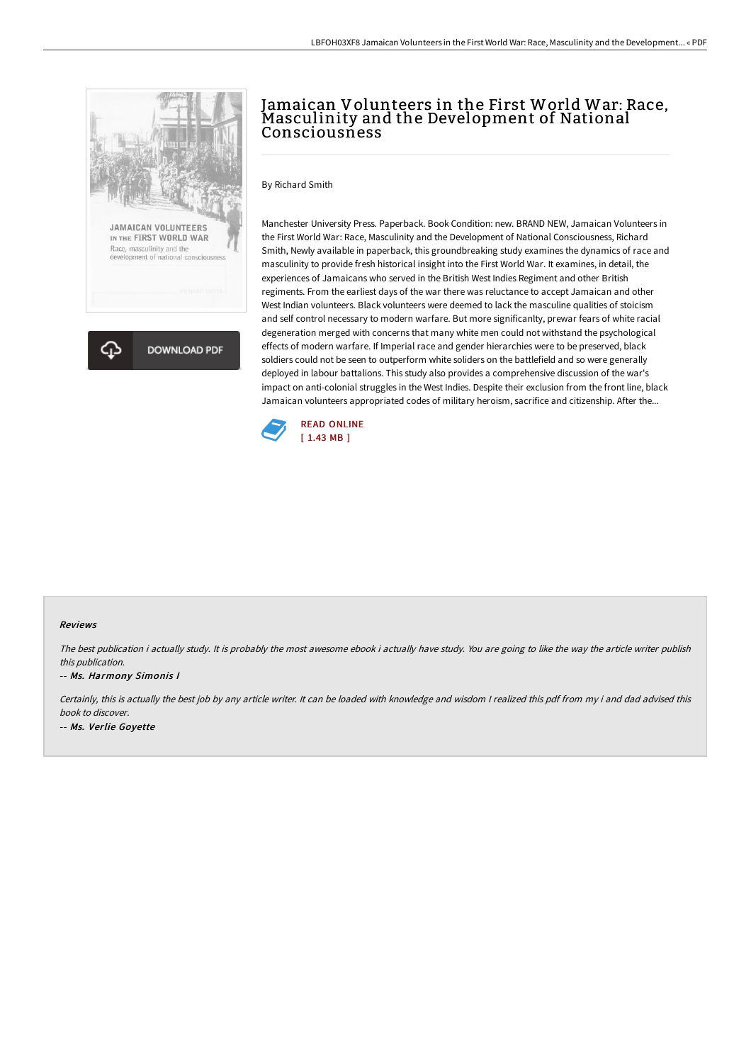# Jamaican Volunteers in the First World War: Race, Masculinity and the Development of National Consciousness

By Richard Smith

Manchester University Press. Paperback. Book Condition: new. BRAND NEW, Jamaican Volunteers in the First World War: Race, Masculinity and the Development of National Consciousness, Richard Smith, Newly available in paperback, this groundbreaking study examines the dynamics of race and masculinity to provide fresh historical insight into the First World War. It examines, in detail, the experiences of Jamaicans who served in the British West Indies Regiment and other British regiments. From the earliest days of the war there was reluctance to accept Jamaican and other West Indian volunteers. Black volunteers were deemed to lack the masculine qualities of stoicism and self control necessary to modern warfare. But more significanlty, prewar fears of white racial degeneration merged with concerns that many white men could not withstand the psychological effects of modern warfare. If Imperial race and gender hierarchies were to be preserved, black soldiers could not be seen to outperform white soliders on the battlefield and so were generally deployed in labour battalions. This study also provides a comprehensive discussion of the war's impact on anti-colonial struggles in the West Indies. Despite their exclusion from the front line, black Jamaican volunteers appropriated codes of military heroism, sacrifice and citizenship. After the...

READ ONLINE
[ 1.43 MB ]

### Reviews

*The best publication i actually study. It is probably the most awesome ebook i actually have study. You are going to like the way the article writer publish this publication.*

-- ***Ms. Harmony Simonis I***

*Certainly, this is actually the best job by any article writer. It can be loaded with knowledge and wisdom I realized this pdf from my i and dad advised this book to discover.*

-- ***Ms. Verlie Goyette***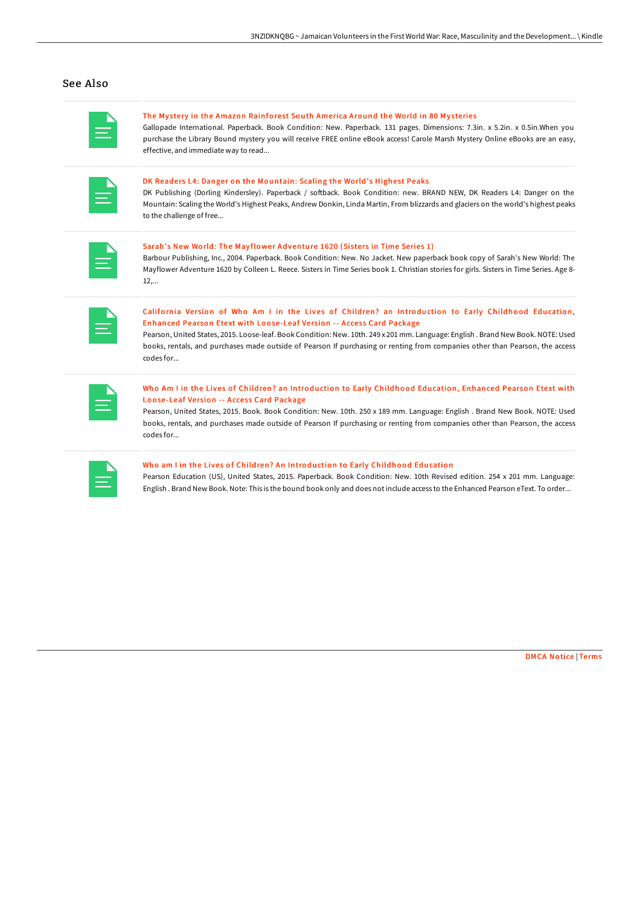## See Also

### The Mystery in the Amazon Rainforest South America Around the World in 80 Mysteries

Gallopade International. Paperback. Book Condition: New. Paperback. 131 pages. Dimensions: 7.3in. x 5.2in. x 0.5in.When you purchase the Library Bound mystery you will receive FREE online eBook access! Carole Marsh Mystery Online eBooks are an easy, effective, and immediate way to read...

### DK Readers L4: Danger on the Mountain: Scaling the World's Highest Peaks

DK Publishing (Dorling Kindersley). Paperback / softback. Book Condition: new. BRAND NEW, DK Readers L4: Danger on the Mountain: Scaling the World's Highest Peaks, Andrew Donkin, Linda Martin, From blizzards and glaciers on the world's highest peaks to the challenge of free...

### Sarah's New World: The Mayflower Adventure 1620 (Sisters in Time Series 1)

Barbour Publishing, Inc., 2004. Paperback. Book Condition: New. No Jacket. New paperback book copy of Sarah's New World: The Mayflower Adventure 1620 by Colleen L. Reece. Sisters in Time Series book 1. Christian stories for girls. Sisters in Time Series. Age 8-12,...

### California Version of Who Am I in the Lives of Children? an Introduction to Early Childhood Education, Enhanced Pearson Etext with Loose-Leaf Version -- Access Card Package

Pearson, United States, 2015. Loose-leaf. Book Condition: New. 10th. 249 x 201 mm. Language: English . Brand New Book. NOTE: Used books, rentals, and purchases made outside of Pearson If purchasing or renting from companies other than Pearson, the access codes for...

### Who Am I in the Lives of Children? an Introduction to Early Childhood Education, Enhanced Pearson Etext with Loose-Leaf Version -- Access Card Package

Pearson, United States, 2015. Book. Book Condition: New. 10th. 250 x 189 mm. Language: English . Brand New Book. NOTE: Used books, rentals, and purchases made outside of Pearson If purchasing or renting from companies other than Pearson, the access codes for...

### Who am I in the Lives of Children? An Introduction to Early Childhood Education

Pearson Education (US), United States, 2015. Paperback. Book Condition: New. 10th Revised edition. 254 x 201 mm. Language: English . Brand New Book. Note: This is the bound book only and does not include access to the Enhanced Pearson eText. To order...

DMCA Notice | Terms